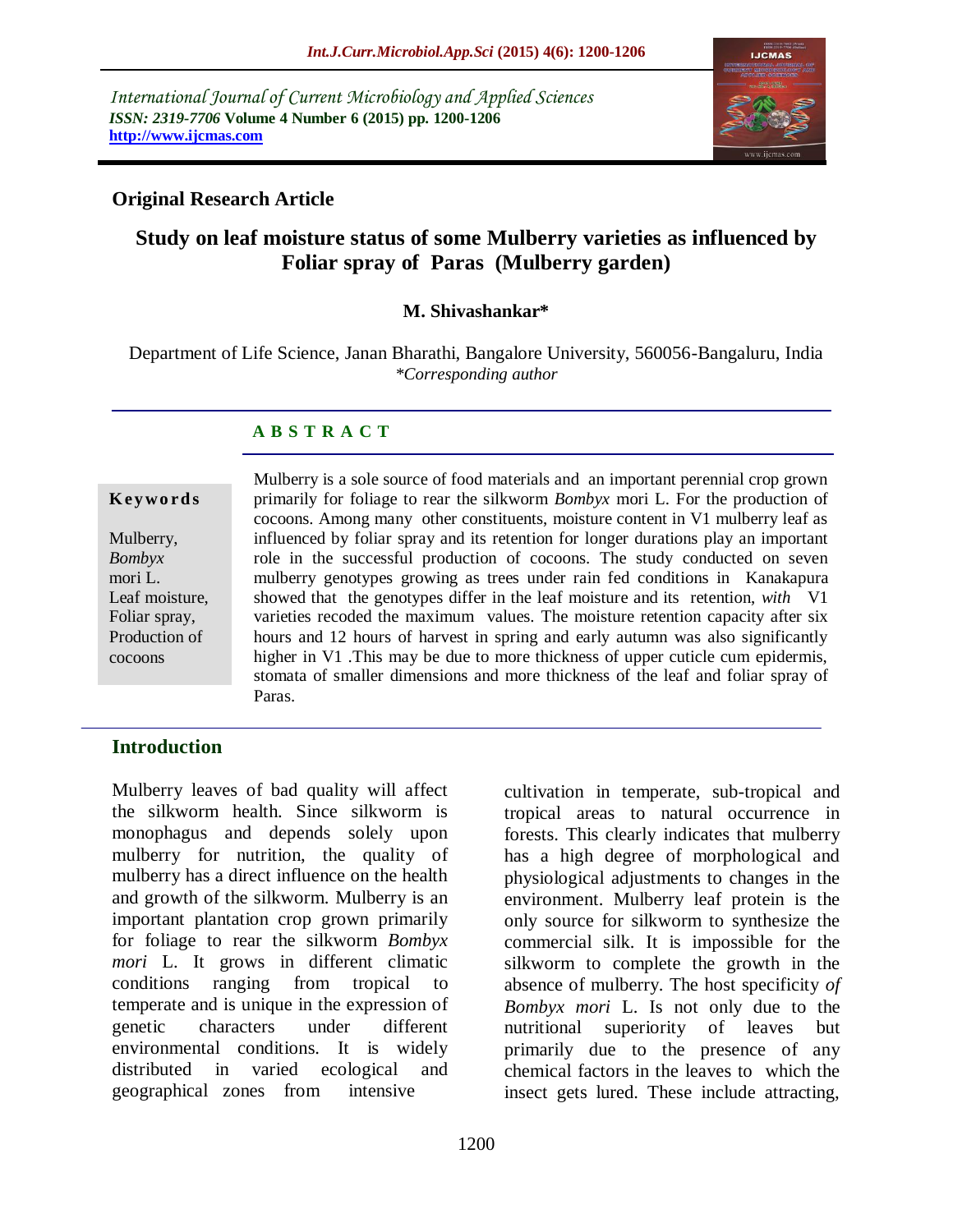International Journal of Current Microbiology and Applied Sciences
*ISSN: 2319-7706* **Volume 4 Number 6 (2015) pp. 1200-1206**
**http://www.ijcmas.com**

**Original Research Article**

# Study on leaf moisture status of some Mulberry varieties as influenced by Foliar spray of Paras (Mulberry garden)

**M. Shivashankar***

Department of Life Science, Janan Bharathi, Bangalore University, 560056-Bangaluru, India
*\*Corresponding author*

## A B S T R A C T

**Keywords**

Mulberry, *Bombyx* mori L. Leaf moisture, Foliar spray, Production of cocoons

Mulberry is a sole source of food materials and an important perennial crop grown primarily for foliage to rear the silkworm *Bombyx* mori L. For the production of cocoons. Among many other constituents, moisture content in V1 mulberry leaf as influenced by foliar spray and its retention for longer durations play an important role in the successful production of cocoons. The study conducted on seven mulberry genotypes growing as trees under rain fed conditions in Kanakapura showed that the genotypes differ in the leaf moisture and its retention, *with* V1 varieties recoded the maximum values. The moisture retention capacity after six hours and 12 hours of harvest in spring and early autumn was also significantly higher in V1 .This may be due to more thickness of upper cuticle cum epidermis, stomata of smaller dimensions and more thickness of the leaf and foliar spray of Paras.

## Introduction

Mulberry leaves of bad quality will affect the silkworm health. Since silkworm is monophagus and depends solely upon mulberry for nutrition, the quality of mulberry has a direct influence on the health and growth of the silkworm. Mulberry is an important plantation crop grown primarily for foliage to rear the silkworm *Bombyx mori* L. It grows in different climatic conditions ranging from tropical to temperate and is unique in the expression of genetic characters under different environmental conditions. It is widely distributed in varied ecological and geographical zones from intensive cultivation in temperate, sub-tropical and tropical areas to natural occurrence in forests. This clearly indicates that mulberry has a high degree of morphological and physiological adjustments to changes in the environment. Mulberry leaf protein is the only source for silkworm to synthesize the commercial silk. It is impossible for the silkworm to complete the growth in the absence of mulberry. The host specificity *of Bombyx mori* L. Is not only due to the nutritional superiority of leaves but primarily due to the presence of any chemical factors in the leaves to which the insect gets lured. These include attracting,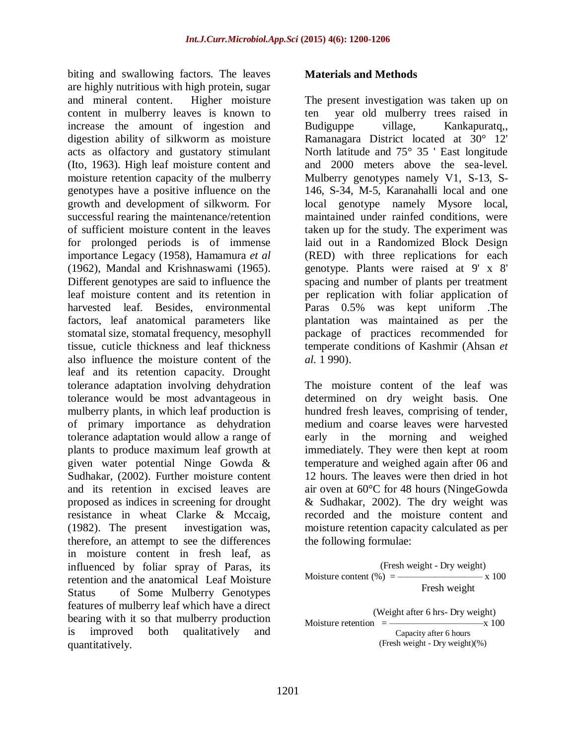biting and swallowing factors. The leaves are highly nutritious with high protein, sugar and mineral content. Higher moisture content in mulberry leaves is known to increase the amount of ingestion and digestion ability of silkworm as moisture acts as olfactory and gustatory stimulant (Ito, 1963). High leaf moisture content and moisture retention capacity of the mulberry genotypes have a positive influence on the growth and development of silkworm. For successful rearing the maintenance/retention of sufficient moisture content in the leaves for prolonged periods is of immense importance Legacy (1958), Hamamura *et al* (1962), Mandal and Krishnaswami (1965). Different genotypes are said to influence the leaf moisture content and its retention in harvested leaf. Besides, environmental factors, leaf anatomical parameters like stomatal size, stomatal frequency, mesophyll tissue, cuticle thickness and leaf thickness also influence the moisture content of the leaf and its retention capacity. Drought tolerance adaptation involving dehydration tolerance would be most advantageous in mulberry plants, in which leaf production is of primary importance as dehydration tolerance adaptation would allow a range of plants to produce maximum leaf growth at given water potential Ninge Gowda & Sudhakar, (2002). Further moisture content and its retention in excised leaves are proposed as indices in screening for drought resistance in wheat Clarke & Mccaig, (1982). The present investigation was, therefore, an attempt to see the differences in moisture content in fresh leaf, as influenced by foliar spray of Paras, its retention and the anatomical Leaf Moisture Status of Some Mulberry Genotypes features of mulberry leaf which have a direct bearing with it so that mulberry production is improved both qualitatively and quantitatively.

## Materials and Methods

The present investigation was taken up on ten year old mulberry trees raised in Budiguppe village, Kankapuratq,, Ramanagara District located at 30° 12' North latitude and 75° 35 ' East longitude and 2000 meters above the sea-level. Mulberry genotypes namely V1, S-13, S-146, S-34, M-5, Karanahalli local and one local genotype namely Mysore local, maintained under rainfed conditions, were taken up for the study. The experiment was laid out in a Randomized Block Design (RED) with three replications for each genotype. Plants were raised at 9' x 8' spacing and number of plants per treatment per replication with foliar application of Paras 0.5% was kept uniform .The plantation was maintained as per the package of practices recommended for temperate conditions of Kashmir (Ahsan *et al*. 1 990).

The moisture content of the leaf was determined on dry weight basis. One hundred fresh leaves, comprising of tender, medium and coarse leaves were harvested early in the morning and weighed immediately. They were then kept at room temperature and weighed again after 06 and 12 hours. The leaves were then dried in hot air oven at 60°C for 48 hours (NingeGowda & Sudhakar, 2002). The dry weight was recorded and the moisture content and moisture retention capacity calculated as per the following formulae:

$$\text{Moisture content (\%)} = \frac{\text{(Fresh weight - Dry weight)}}{\text{Fresh weight}} \times 100$$

$$\text{Moisture retention Capacity after 6 hours (\%)} = \frac{\text{(Weight after 6 hrs- Dry weight)}}{\text{(Fresh weight - Dry weight)}} \times 100$$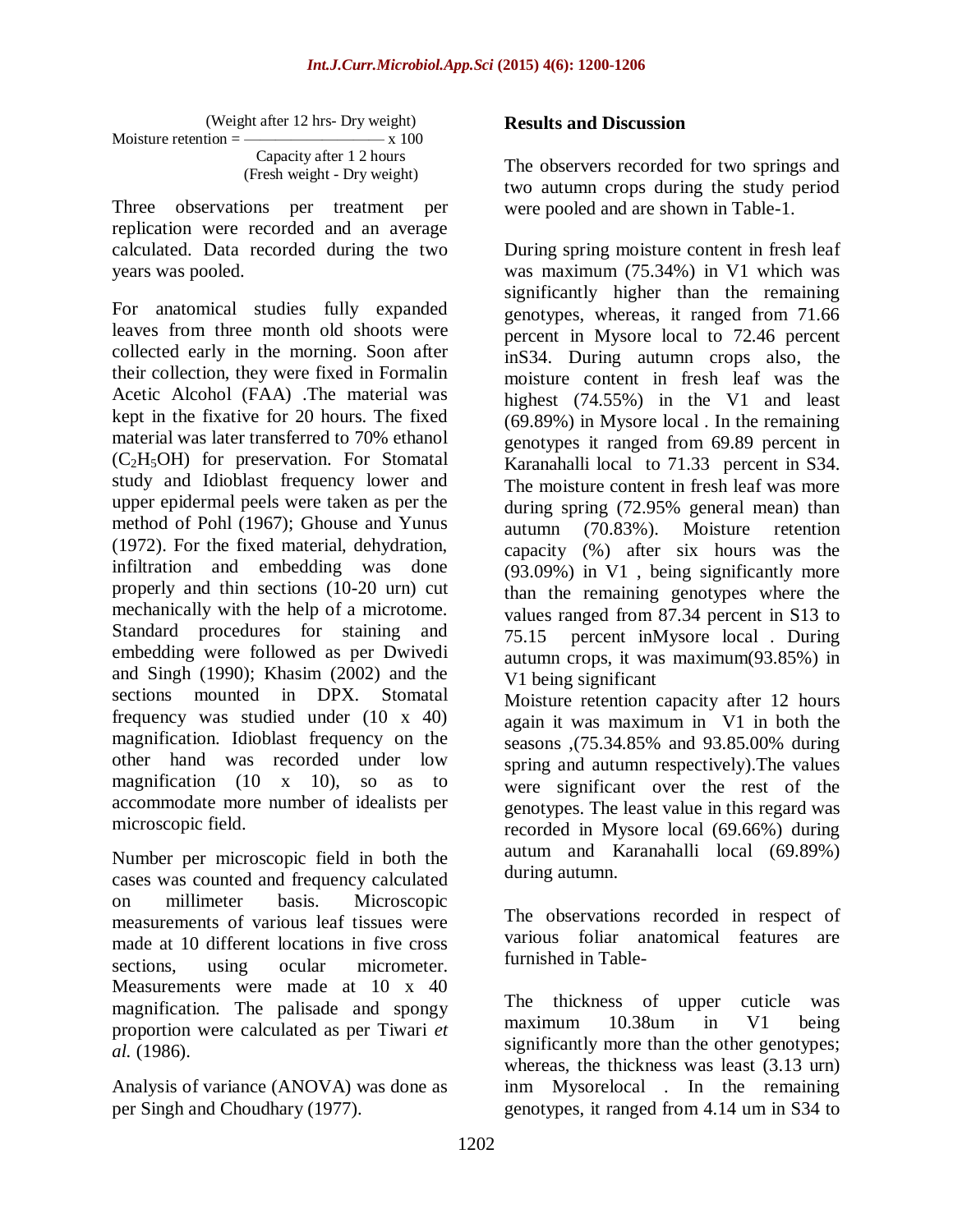$$\text{Moisture retention} = \frac{\text{(Weight after 12 hrs- Dry weight)}}{\text{Capacity after 1 2 hours (Fresh weight - Dry weight)}} \times 100$$

Three observations per treatment per replication were recorded and an average calculated. Data recorded during the two years was pooled.

For anatomical studies fully expanded leaves from three month old shoots were collected early in the morning. Soon after their collection, they were fixed in Formalin Acetic Alcohol (FAA) .The material was kept in the fixative for 20 hours. The fixed material was later transferred to 70% ethanol ($C_2H_5OH$) for preservation. For Stomatal study and Idioblast frequency lower and upper epidermal peels were taken as per the method of Pohl (1967); Ghouse and Yunus (1972). For the fixed material, dehydration, infiltration and embedding was done properly and thin sections (10-20 urn) cut mechanically with the help of a microtome. Standard procedures for staining and embedding were followed as per Dwivedi and Singh (1990); Khasim (2002) and the sections mounted in DPX. Stomatal frequency was studied under (10 x 40) magnification. Idioblast frequency on the other hand was recorded under low magnification (10 x 10), so as to accommodate more number of idealists per microscopic field.

Number per microscopic field in both the cases was counted and frequency calculated on millimeter basis. Microscopic measurements of various leaf tissues were made at 10 different locations in five cross sections, using ocular micrometer. Measurements were made at 10 x 40 magnification. The palisade and spongy proportion were calculated as per Tiwari *et al.* (1986).

Analysis of variance (ANOVA) was done as per Singh and Choudhary (1977).

## Results and Discussion

The observers recorded for two springs and two autumn crops during the study period were pooled and are shown in Table-1.

During spring moisture content in fresh leaf was maximum (75.34%) in V1 which was significantly higher than the remaining genotypes, whereas, it ranged from 71.66 percent in Mysore local to 72.46 percent inS34. During autumn crops also, the moisture content in fresh leaf was the highest (74.55%) in the V1 and least (69.89%) in Mysore local . In the remaining genotypes it ranged from 69.89 percent in Karanahalli local to 71.33 percent in S34. The moisture content in fresh leaf was more during spring (72.95% general mean) than autumn (70.83%). Moisture retention capacity (%) after six hours was the (93.09%) in V1 , being significantly more than the remaining genotypes where the values ranged from 87.34 percent in S13 to 75.15 percent inMysore local . During autumn crops, it was maximum(93.85%) in V1 being significant

Moisture retention capacity after 12 hours again it was maximum in V1 in both the seasons ,(75.34.85% and 93.85.00% during spring and autumn respectively).The values were significant over the rest of the genotypes. The least value in this regard was recorded in Mysore local (69.66%) during autum and Karanahalli local (69.89%) during autumn.

The observations recorded in respect of various foliar anatomical features are furnished in Table-

The thickness of upper cuticle was maximum 10.38um in V1 being significantly more than the other genotypes; whereas, the thickness was least (3.13 urn) inm Mysorelocal . In the remaining genotypes, it ranged from 4.14 um in S34 to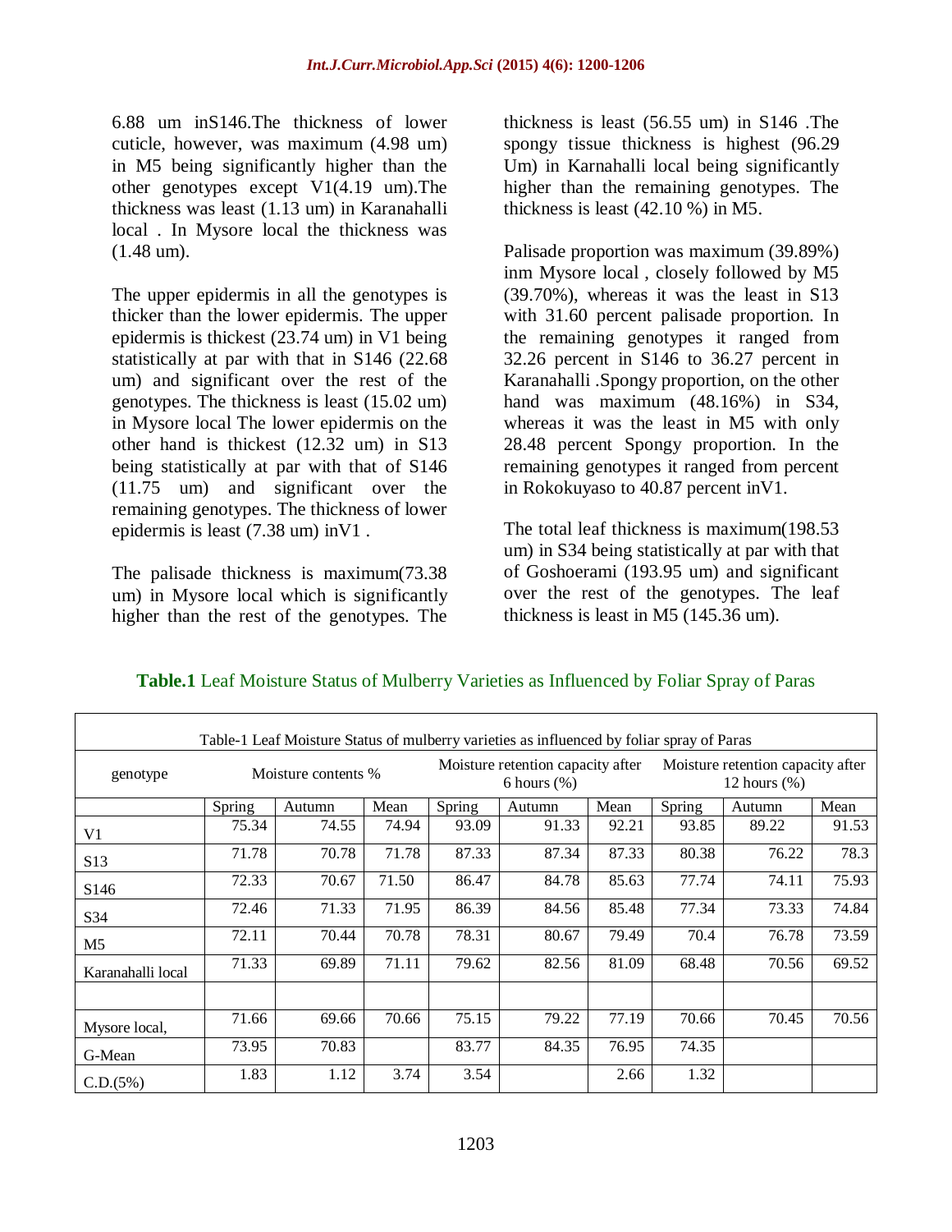6.88 um inS146.The thickness of lower cuticle, however, was maximum (4.98 um) in M5 being significantly higher than the other genotypes except V1(4.19 um).The thickness was least (1.13 um) in Karanahalli local . In Mysore local the thickness was (1.48 um).

The upper epidermis in all the genotypes is thicker than the lower epidermis. The upper epidermis is thickest (23.74 um) in V1 being statistically at par with that in S146 (22.68 um) and significant over the rest of the genotypes. The thickness is least (15.02 um) in Mysore local The lower epidermis on the other hand is thickest (12.32 um) in S13 being statistically at par with that of S146 (11.75 um) and significant over the remaining genotypes. The thickness of lower epidermis is least (7.38 um) inV1 .

The palisade thickness is maximum(73.38 um) in Mysore local which is significantly higher than the rest of the genotypes. The thickness is least (56.55 um) in S146 .The spongy tissue thickness is highest (96.29 Um) in Karnahalli local being significantly higher than the remaining genotypes. The thickness is least (42.10 %) in M5.

Palisade proportion was maximum (39.89%) inm Mysore local , closely followed by M5 (39.70%), whereas it was the least in S13 with 31.60 percent palisade proportion. In the remaining genotypes it ranged from 32.26 percent in S146 to 36.27 percent in Karanahalli .Spongy proportion, on the other hand was maximum (48.16%) in S34, whereas it was the least in M5 with only 28.48 percent Spongy proportion. In the remaining genotypes it ranged from percent in Rokokuyaso to 40.87 percent inV1.

The total leaf thickness is maximum(198.53 um) in S34 being statistically at par with that of Goshoerami (193.95 um) and significant over the rest of the genotypes. The leaf thickness is least in M5 (145.36 um).

**Table.1** Leaf Moisture Status of Mulberry Varieties as Influenced by Foliar Spray of Paras

| Table-1 Leaf Moisture Status of mulberry varieties as influenced by foliar spray of Paras | | | | | | | | | |
|---|---|---|---|---|---|---|---|---|---|
| genotype | Moisture contents % | | | Moisture retention capacity after 6 hours (%) | | | Moisture retention capacity after 12 hours (%) | | |
| | Spring | Autumn | Mean | Spring | Autumn | Mean | Spring | Autumn | Mean |
| V1 | 75.34 | 74.55 | 74.94 | 93.09 | 91.33 | 92.21 | 93.85 | 89.22 | 91.53 |
| S13 | 71.78 | 70.78 | 71.78 | 87.33 | 87.34 | 87.33 | 80.38 | 76.22 | 78.3 |
| S146 | 72.33 | 70.67 | 71.50 | 86.47 | 84.78 | 85.63 | 77.74 | 74.11 | 75.93 |
| S34 | 72.46 | 71.33 | 71.95 | 86.39 | 84.56 | 85.48 | 77.34 | 73.33 | 74.84 |
| M5 | 72.11 | 70.44 | 70.78 | 78.31 | 80.67 | 79.49 | 70.4 | 76.78 | 73.59 |
| Karanahalli local | 71.33 | 69.89 | 71.11 | 79.62 | 82.56 | 81.09 | 68.48 | 70.56 | 69.52 |
| | | | | | | | | | |
| Mysore local, | 71.66 | 69.66 | 70.66 | 75.15 | 79.22 | 77.19 | 70.66 | 70.45 | 70.56 |
| G-Mean | 73.95 | 70.83 | | 83.77 | 84.35 | 76.95 | 74.35 | | |
| C.D.(5%) | 1.83 | 1.12 | 3.74 | 3.54 | | 2.66 | 1.32 | | |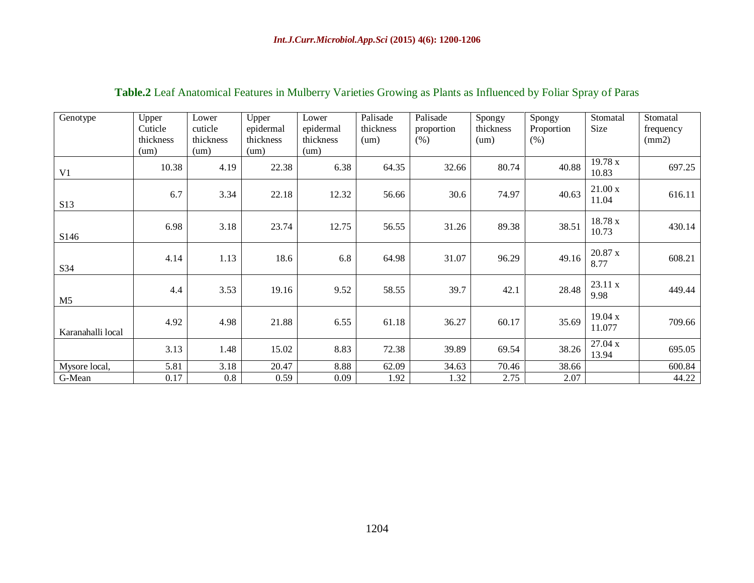**Table.2** Leaf Anatomical Features in Mulberry Varieties Growing as Plants as Influenced by Foliar Spray of Paras

| Genotype | Upper Cuticle thickness (um) | Lower cuticle thickness (um) | Upper epidermal thickness (um) | Lower epidermal thickness (um) | Palisade thickness (um) | Palisade proportion (%) | Spongy thickness (um) | Spongy Proportion (%) | Stomatal Size | Stomatal frequency (mm2) |
|---|---|---|---|---|---|---|---|---|---|---|
| V1 | 10.38 | 4.19 | 22.38 | 6.38 | 64.35 | 32.66 | 80.74 | 40.88 | 19.78 x 10.83 | 697.25 |
| S13 | 6.7 | 3.34 | 22.18 | 12.32 | 56.66 | 30.6 | 74.97 | 40.63 | 21.00 x 11.04 | 616.11 |
| S146 | 6.98 | 3.18 | 23.74 | 12.75 | 56.55 | 31.26 | 89.38 | 38.51 | 18.78 x 10.73 | 430.14 |
| S34 | 4.14 | 1.13 | 18.6 | 6.8 | 64.98 | 31.07 | 96.29 | 49.16 | 20.87 x 8.77 | 608.21 |
| M5 | 4.4 | 3.53 | 19.16 | 9.52 | 58.55 | 39.7 | 42.1 | 28.48 | 23.11 x 9.98 | 449.44 |
| Karanahalli local | 4.92 | 4.98 | 21.88 | 6.55 | 61.18 | 36.27 | 60.17 | 35.69 | 19.04 x 11.077 | 709.66 |
| | 3.13 | 1.48 | 15.02 | 8.83 | 72.38 | 39.89 | 69.54 | 38.26 | 27.04 x 13.94 | 695.05 |
| Mysore local, | 5.81 | 3.18 | 20.47 | 8.88 | 62.09 | 34.63 | 70.46 | 38.66 | | 600.84 |
| G-Mean | 0.17 | 0.8 | 0.59 | 0.09 | 1.92 | 1.32 | 2.75 | 2.07 | | 44.22 |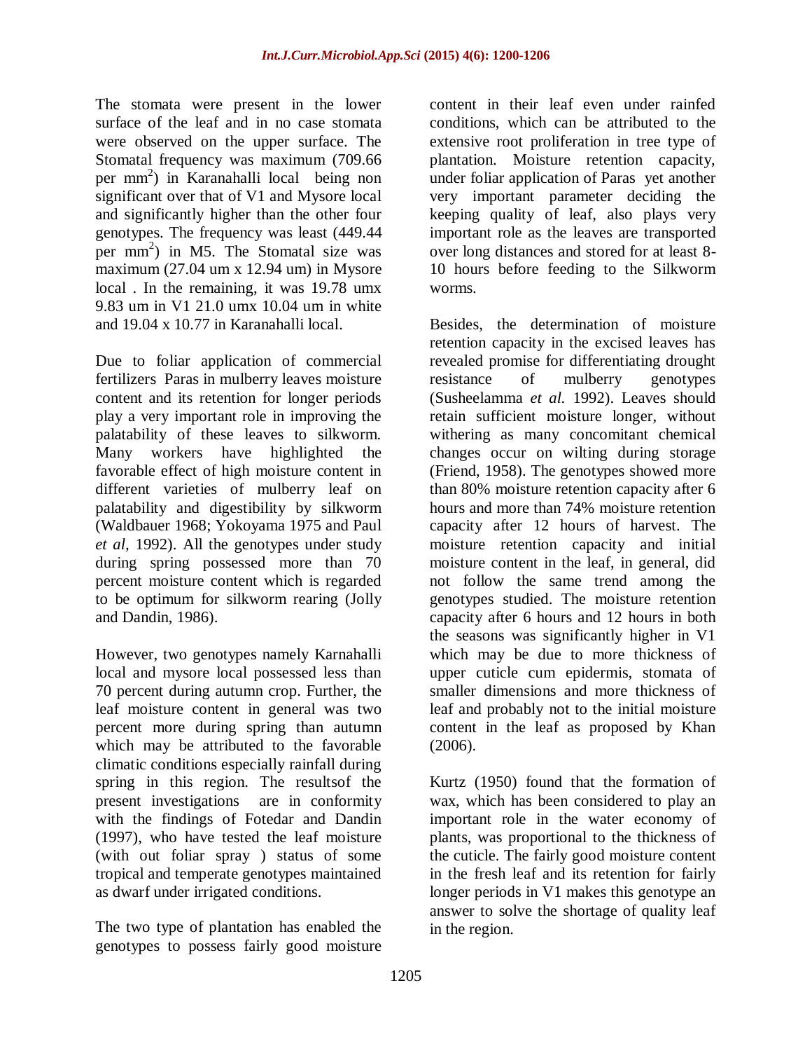The stomata were present in the lower surface of the leaf and in no case stomata were observed on the upper surface. The Stomatal frequency was maximum (709.66 per mm$^2$) in Karanahalli local being non significant over that of V1 and Mysore local and significantly higher than the other four genotypes. The frequency was least (449.44 per mm$^2$) in M5. The Stomatal size was maximum (27.04 um x 12.94 um) in Mysore local . In the remaining, it was 19.78 umx 9.83 um in V1 21.0 umx 10.04 um in white and 19.04 x 10.77 in Karanahalli local.

Due to foliar application of commercial fertilizers Paras in mulberry leaves moisture content and its retention for longer periods play a very important role in improving the palatability of these leaves to silkworm. Many workers have highlighted the favorable effect of high moisture content in different varieties of mulberry leaf on palatability and digestibility by silkworm (Waldbauer 1968; Yokoyama 1975 and Paul *et al*, 1992). All the genotypes under study during spring possessed more than 70 percent moisture content which is regarded to be optimum for silkworm rearing (Jolly and Dandin, 1986).

However, two genotypes namely Karnahalli local and mysore local possessed less than 70 percent during autumn crop. Further, the leaf moisture content in general was two percent more during spring than autumn which may be attributed to the favorable climatic conditions especially rainfall during spring in this region. The resultsof the present investigations are in conformity with the findings of Fotedar and Dandin (1997), who have tested the leaf moisture (with out foliar spray ) status of some tropical and temperate genotypes maintained as dwarf under irrigated conditions.

The two type of plantation has enabled the genotypes to possess fairly good moisture content in their leaf even under rainfed conditions, which can be attributed to the extensive root proliferation in tree type of plantation. Moisture retention capacity, under foliar application of Paras yet another very important parameter deciding the keeping quality of leaf, also plays very important role as the leaves are transported over long distances and stored for at least 8-10 hours before feeding to the Silkworm worms.

Besides, the determination of moisture retention capacity in the excised leaves has revealed promise for differentiating drought resistance of mulberry genotypes (Susheelamma *et al.* 1992). Leaves should retain sufficient moisture longer, without withering as many concomitant chemical changes occur on wilting during storage (Friend, 1958). The genotypes showed more than 80% moisture retention capacity after 6 hours and more than 74% moisture retention capacity after 12 hours of harvest. The moisture retention capacity and initial moisture content in the leaf, in general, did not follow the same trend among the genotypes studied. The moisture retention capacity after 6 hours and 12 hours in both the seasons was significantly higher in V1 which may be due to more thickness of upper cuticle cum epidermis, stomata of smaller dimensions and more thickness of leaf and probably not to the initial moisture content in the leaf as proposed by Khan (2006).

Kurtz (1950) found that the formation of wax, which has been considered to play an important role in the water economy of plants, was proportional to the thickness of the cuticle. The fairly good moisture content in the fresh leaf and its retention for fairly longer periods in V1 makes this genotype an answer to solve the shortage of quality leaf in the region.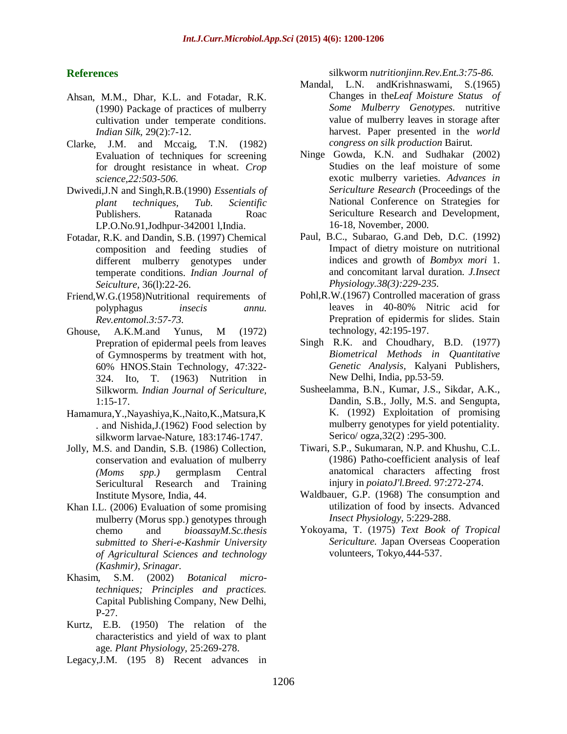## References

Ahsan, M.M., Dhar, K.L. and Fotadar, R.K. (1990) Package of practices of mulberry cultivation under temperate conditions. *Indian Silk*, 29(2):7-12.

Clarke, J.M. and Mccaig, T.N. (1982) Evaluation of techniques for screening for drought resistance in wheat. *Crop science,22:503-506.*

Dwivedi,J.N and Singh,R.B.(1990) *Essentials of plant techniques, Tub. Scientific* Publishers. Ratanada Roac LP.O.No.91,Jodhpur-342001 l,India.

Fotadar, R.K. and Dandin, S.B. (1997) Chemical composition and feeding studies of different mulberry genotypes under temperate conditions. *Indian Journal of Seiculture*, 36(l):22-26.

Friend,W.G.(1958)Nutritional requirements of polyphagus *insecis annu. Rev.entomol.3:57-73.*

Ghouse, A.K.M.and Yunus, M (1972) Prepration of epidermal peels from leaves of Gymnosperms by treatment with hot, 60% HNOS.Stain Technology, 47:322-324. Ito, T. (1963) Nutrition in Silkworm. *Indian Journal of Sericulture*, 1:15-17.

Hamamura,Y.,Nayashiya,K.,Naito,K.,Matsura,K . and Nishida,J.(1962) Food selection by silkworm larvae-Nature, 183:1746-1747.

Jolly, M.S. and Dandin, S.B. (1986) Collection, conservation and evaluation of mulberry *(Moms spp.)* germplasm Central Sericultural Research and Training Institute Mysore, India, 44.

Khan I.L. (2006) Evaluation of some promising mulberry (Morus spp.) genotypes through chemo and *bioassayM.Sc.thesis submitted to Sheri-e-Kashmir University of Agricultural Sciences and technology (Kashmir), Srinagar.*

Khasim, S.M. (2002) *Botanical micro-techniques; Principles and practices.* Capital Publishing Company, New Delhi, P-27.

Kurtz, E.B. (1950) The relation of the characteristics and yield of wax to plant age. *Plant Physiology*, 25:269-278.

Legacy,J.M. (195 8) Recent advances in silkworm *nutritionjinn.Rev.Ent.3:75-86.*

Mandal, L.N. andKrishnaswami, S.(1965) Changes in the*Leaf Moisture Status of Some Mulberry Genotypes.* nutritive value of mulberry leaves in storage after harvest. Paper presented in the *world congress on silk production* Bairut.

Ninge Gowda, K.N. and Sudhakar (2002) Studies on the leaf moisture of some exotic mulberry varieties. *Advances in Sericulture Research* (Proceedings of the National Conference on Strategies for Sericulture Research and Development, 16-18, November, 2000.

Paul, B.C., Subarao, G.and Deb, D.C. (1992) Impact of dietry moisture on nutritional indices and growth of *Bombyx mori* 1. and concomitant larval duration. *J.Insect Physiology.38(3):229-235.*

Pohl,R.W.(1967) Controlled maceration of grass leaves in 40-80% Nitric acid for Prepration of epidermis for slides. Stain technology, 42:195-197.

Singh R.K. and Choudhary, B.D. (1977) *Biometrical Methods in Quantitative Genetic Analysis,* Kalyani Publishers, New Delhi, India, pp.53-59.

Susheelamma, B.N., Kumar, J.S., Sikdar, A.K., Dandin, S.B., Jolly, M.S. and Sengupta, K. (1992) Exploitation of promising mulberry genotypes for yield potentiality. Serico/ ogza,32(2) :295-300.

Tiwari, S.P., Sukumaran, N.P. and Khushu, C.L. (1986) Patho-coefficient analysis of leaf anatomical characters affecting frost injury in *poiatoJ'l.Breed.* 97:272-274.

Waldbauer, G.P. (1968) The consumption and utilization of food by insects. Advanced *Insect Physiology*, 5:229-288.

Yokoyama, T. (1975) *Text Book of Tropical Sericulture.* Japan Overseas Cooperation volunteers, Tokyo,444-537.